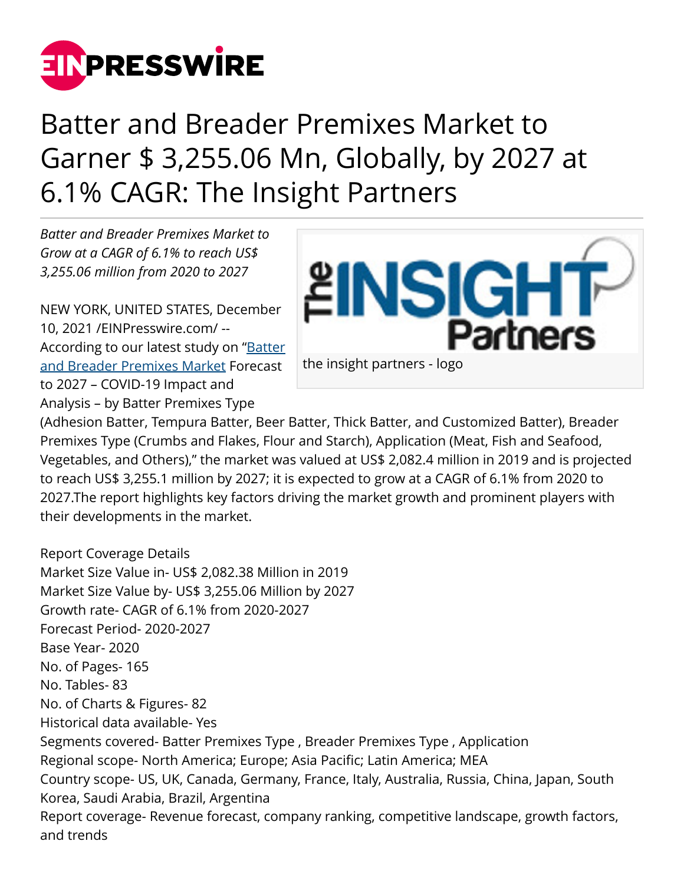# Batter and Breader Premixes Market to Garner $ 3,255.06 Mn, Globally, by 2027 at 6.1% CAGR: The Insight Partners

*Batter and Breader Premixes Market to Grow at a CAGR of 6.1% to reach US$ 3,255.06 million from 2020 to 2027*

the insight partners - logo

NEW YORK, UNITED STATES, December 10, 2021 /EINPresswire.com/ -- According to our latest study on "Batter and Breader Premixes Market Forecast to 2027 – COVID-19 Impact and Analysis – by Batter Premixes Type (Adhesion Batter, Tempura Batter, Beer Batter, Thick Batter, and Customized Batter), Breader Premixes Type (Crumbs and Flakes, Flour and Starch), Application (Meat, Fish and Seafood, Vegetables, and Others)," the market was valued at US$ 2,082.4 million in 2019 and is projected to reach US$ 3,255.1 million by 2027; it is expected to grow at a CAGR of 6.1% from 2020 to 2027.The report highlights key factors driving the market growth and prominent players with their developments in the market.

Report Coverage Details
Market Size Value in- US$ 2,082.38 Million in 2019
Market Size Value by- US$ 3,255.06 Million by 2027
Growth rate- CAGR of 6.1% from 2020-2027
Forecast Period- 2020-2027
Base Year- 2020
No. of Pages- 165
No. Tables- 83
No. of Charts & Figures- 82
Historical data available- Yes
Segments covered- Batter Premixes Type , Breader Premixes Type , Application
Regional scope- North America; Europe; Asia Pacific; Latin America; MEA
Country scope- US, UK, Canada, Germany, France, Italy, Australia, Russia, China, Japan, South Korea, Saudi Arabia, Brazil, Argentina
Report coverage- Revenue forecast, company ranking, competitive landscape, growth factors, and trends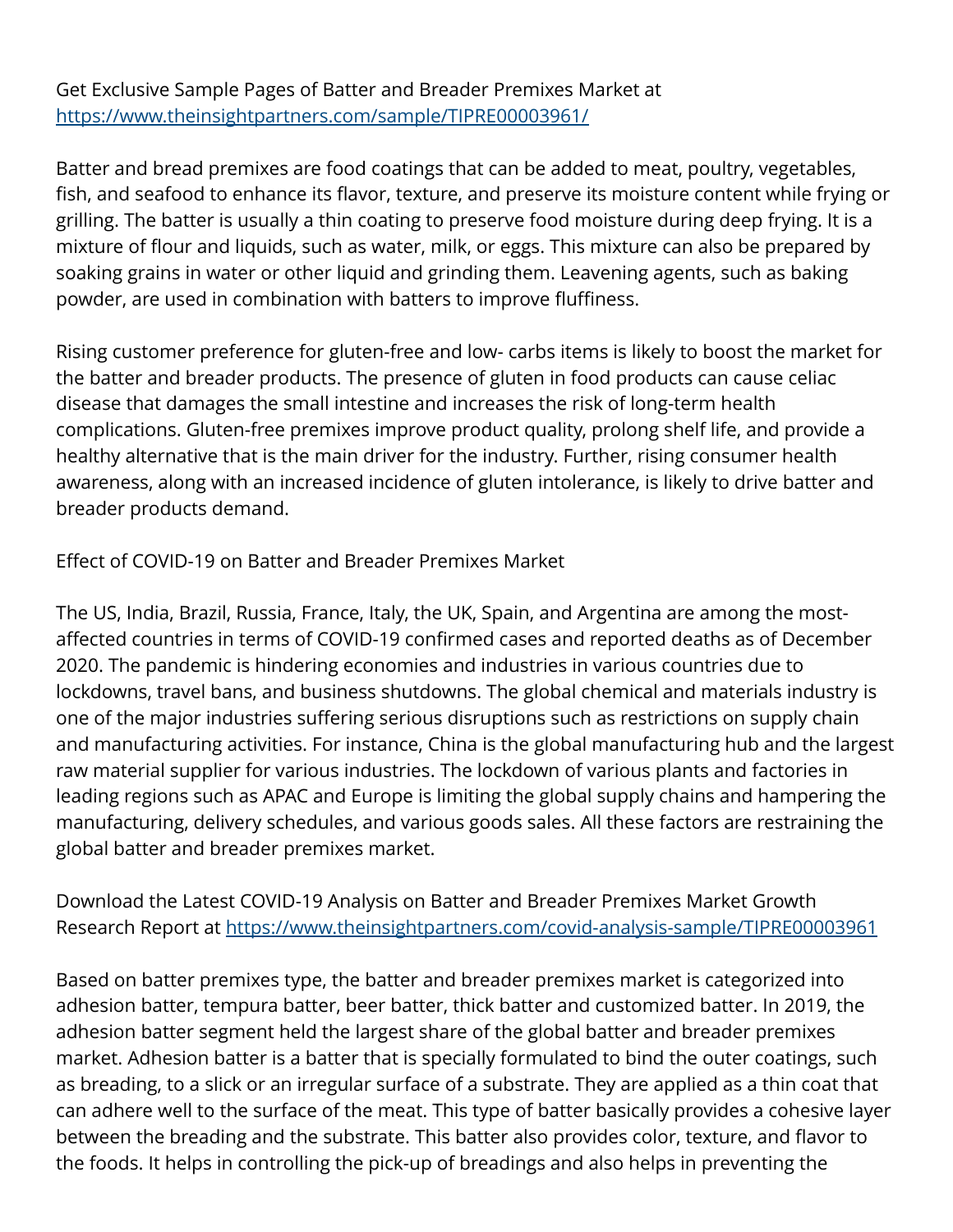Get Exclusive Sample Pages of Batter and Breader Premixes Market at https://www.theinsightpartners.com/sample/TIPRE00003961/

Batter and bread premixes are food coatings that can be added to meat, poultry, vegetables, fish, and seafood to enhance its flavor, texture, and preserve its moisture content while frying or grilling. The batter is usually a thin coating to preserve food moisture during deep frying. It is a mixture of flour and liquids, such as water, milk, or eggs. This mixture can also be prepared by soaking grains in water or other liquid and grinding them. Leavening agents, such as baking powder, are used in combination with batters to improve fluffiness.

Rising customer preference for gluten-free and low- carbs items is likely to boost the market for the batter and breader products. The presence of gluten in food products can cause celiac disease that damages the small intestine and increases the risk of long-term health complications. Gluten-free premixes improve product quality, prolong shelf life, and provide a healthy alternative that is the main driver for the industry. Further, rising consumer health awareness, along with an increased incidence of gluten intolerance, is likely to drive batter and breader products demand.

Effect of COVID-19 on Batter and Breader Premixes Market

The US, India, Brazil, Russia, France, Italy, the UK, Spain, and Argentina are among the most-affected countries in terms of COVID-19 confirmed cases and reported deaths as of December 2020. The pandemic is hindering economies and industries in various countries due to lockdowns, travel bans, and business shutdowns. The global chemical and materials industry is one of the major industries suffering serious disruptions such as restrictions on supply chain and manufacturing activities. For instance, China is the global manufacturing hub and the largest raw material supplier for various industries. The lockdown of various plants and factories in leading regions such as APAC and Europe is limiting the global supply chains and hampering the manufacturing, delivery schedules, and various goods sales. All these factors are restraining the global batter and breader premixes market.

Download the Latest COVID-19 Analysis on Batter and Breader Premixes Market Growth Research Report at https://www.theinsightpartners.com/covid-analysis-sample/TIPRE00003961

Based on batter premixes type, the batter and breader premixes market is categorized into adhesion batter, tempura batter, beer batter, thick batter and customized batter. In 2019, the adhesion batter segment held the largest share of the global batter and breader premixes market. Adhesion batter is a batter that is specially formulated to bind the outer coatings, such as breading, to a slick or an irregular surface of a substrate. They are applied as a thin coat that can adhere well to the surface of the meat. This type of batter basically provides a cohesive layer between the breading and the substrate. This batter also provides color, texture, and flavor to the foods. It helps in controlling the pick-up of breadings and also helps in preventing the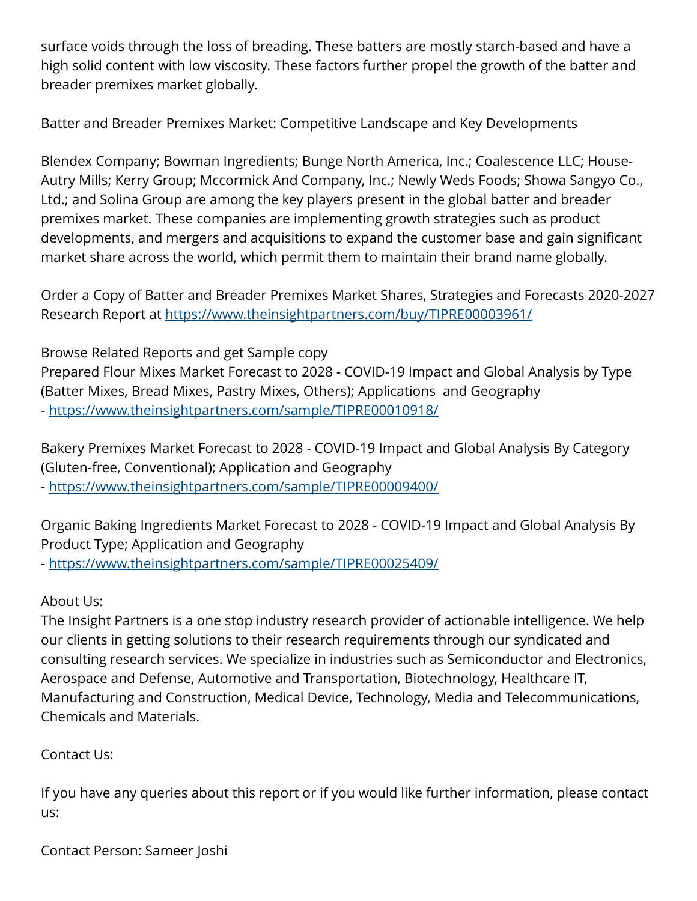surface voids through the loss of breading. These batters are mostly starch-based and have a high solid content with low viscosity. These factors further propel the growth of the batter and breader premixes market globally.

Batter and Breader Premixes Market: Competitive Landscape and Key Developments

Blendex Company; Bowman Ingredients; Bunge North America, Inc.; Coalescence LLC; House-Autry Mills; Kerry Group; Mccormick And Company, Inc.; Newly Weds Foods; Showa Sangyo Co., Ltd.; and Solina Group are among the key players present in the global batter and breader premixes market. These companies are implementing growth strategies such as product developments, and mergers and acquisitions to expand the customer base and gain significant market share across the world, which permit them to maintain their brand name globally.

Order a Copy of Batter and Breader Premixes Market Shares, Strategies and Forecasts 2020-2027 Research Report at https://www.theinsightpartners.com/buy/TIPRE00003961/

Browse Related Reports and get Sample copy
Prepared Flour Mixes Market Forecast to 2028 - COVID-19 Impact and Global Analysis by Type (Batter Mixes, Bread Mixes, Pastry Mixes, Others); Applications  and Geography
- https://www.theinsightpartners.com/sample/TIPRE00010918/

Bakery Premixes Market Forecast to 2028 - COVID-19 Impact and Global Analysis By Category (Gluten-free, Conventional); Application and Geography
- https://www.theinsightpartners.com/sample/TIPRE00009400/

Organic Baking Ingredients Market Forecast to 2028 - COVID-19 Impact and Global Analysis By Product Type; Application and Geography
- https://www.theinsightpartners.com/sample/TIPRE00025409/

About Us:
The Insight Partners is a one stop industry research provider of actionable intelligence. We help our clients in getting solutions to their research requirements through our syndicated and consulting research services. We specialize in industries such as Semiconductor and Electronics, Aerospace and Defense, Automotive and Transportation, Biotechnology, Healthcare IT, Manufacturing and Construction, Medical Device, Technology, Media and Telecommunications, Chemicals and Materials.

Contact Us:

If you have any queries about this report or if you would like further information, please contact us:

Contact Person: Sameer Joshi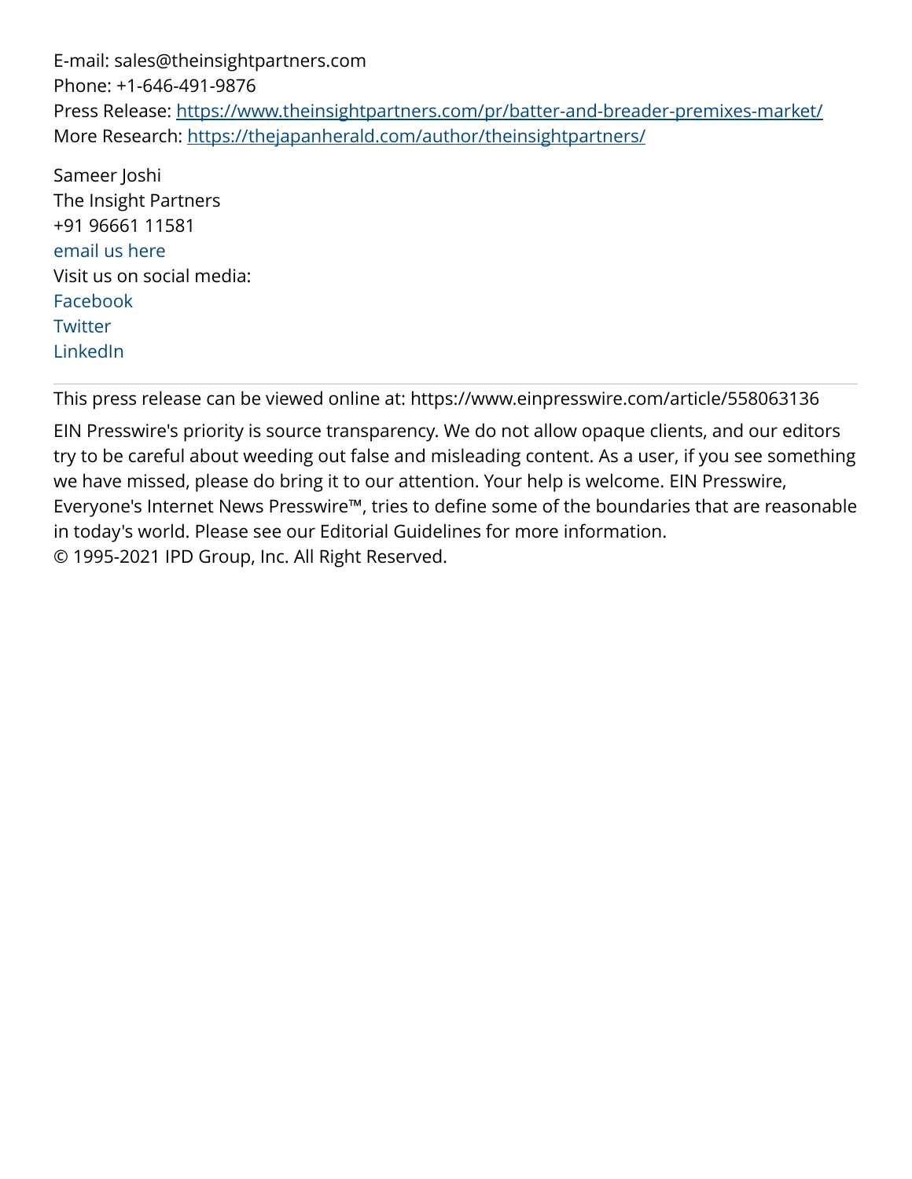E-mail: sales@theinsightpartners.com
Phone: +1-646-491-9876
Press Release: [https://www.theinsightpartners.com/pr/batter-and-breader-premixes-market/](https://www.theinsightpartners.com/pr/batter-and-breader-premixes-market/)
More Research: [https://thejapanherald.com/author/theinsightpartners/](https://thejapanherald.com/author/theinsightpartners/)

Sameer Joshi
The Insight Partners
+91 96661 11581
email us here
Visit us on social media:
Facebook
Twitter
LinkedIn

---

This press release can be viewed online at: https://www.einpresswire.com/article/558063136

EIN Presswire's priority is source transparency. We do not allow opaque clients, and our editors try to be careful about weeding out false and misleading content. As a user, if you see something we have missed, please do bring it to our attention. Your help is welcome. EIN Presswire, Everyone's Internet News Presswire™, tries to define some of the boundaries that are reasonable in today's world. Please see our Editorial Guidelines for more information.
© 1995-2021 IPD Group, Inc. All Right Reserved.